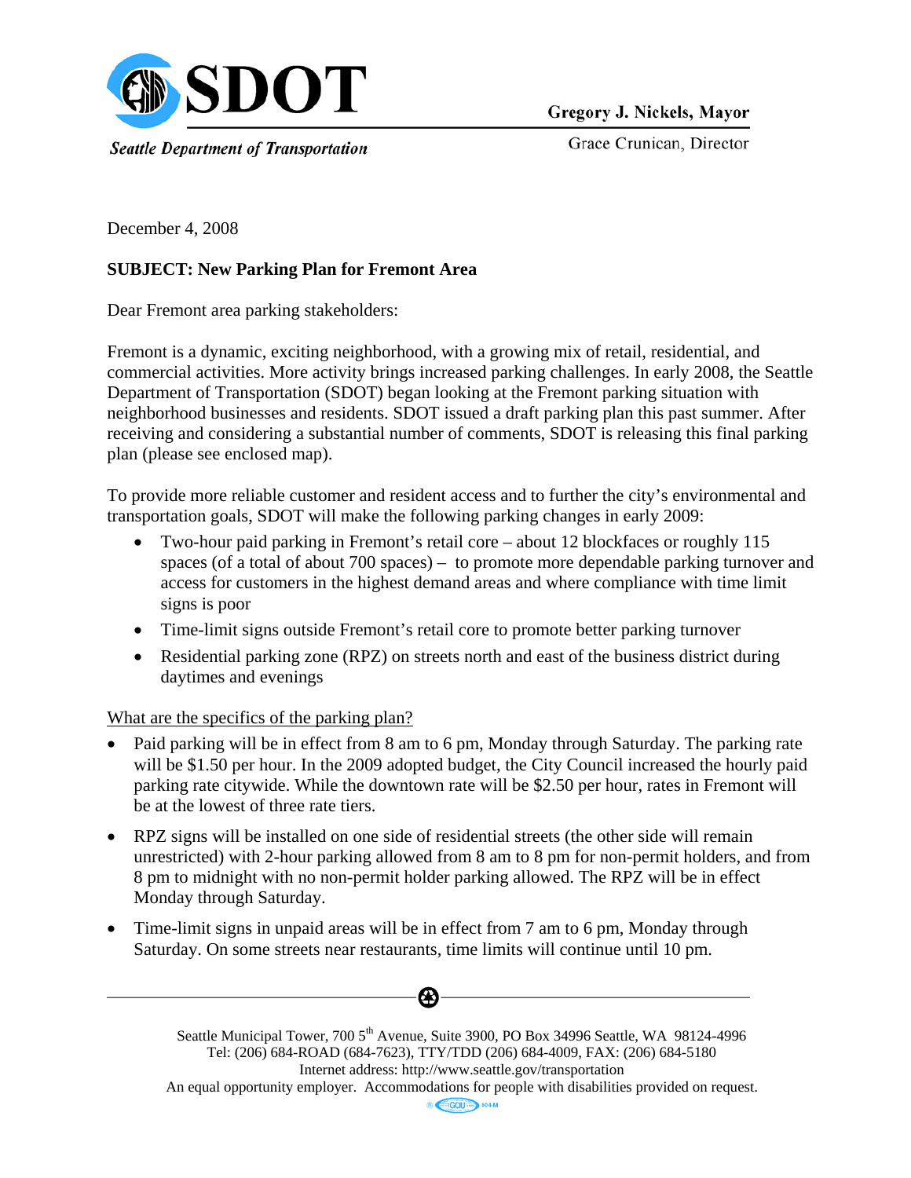# SDOT

*Seattle Department of Transportation*

**Gregory J. Nickels, Mayor**

Grace Crunican, Director

December 4, 2008

**SUBJECT: New Parking Plan for Fremont Area**

Dear Fremont area parking stakeholders:

Fremont is a dynamic, exciting neighborhood, with a growing mix of retail, residential, and commercial activities. More activity brings increased parking challenges. In early 2008, the Seattle Department of Transportation (SDOT) began looking at the Fremont parking situation with neighborhood businesses and residents. SDOT issued a draft parking plan this past summer. After receiving and considering a substantial number of comments, SDOT is releasing this final parking plan (please see enclosed map).

To provide more reliable customer and resident access and to further the city's environmental and transportation goals, SDOT will make the following parking changes in early 2009:

- Two-hour paid parking in Fremont's retail core – about 12 blockfaces or roughly 115 spaces (of a total of about 700 spaces) – to promote more dependable parking turnover and access for customers in the highest demand areas and where compliance with time limit signs is poor
- Time-limit signs outside Fremont's retail core to promote better parking turnover
- Residential parking zone (RPZ) on streets north and east of the business district during daytimes and evenings

<u>What are the specifics of the parking plan?</u>

- Paid parking will be in effect from 8 am to 6 pm, Monday through Saturday. The parking rate will be $1.50 per hour. In the 2009 adopted budget, the City Council increased the hourly paid parking rate citywide. While the downtown rate will be $2.50 per hour, rates in Fremont will be at the lowest of three rate tiers.
- RPZ signs will be installed on one side of residential streets (the other side will remain unrestricted) with 2-hour parking allowed from 8 am to 8 pm for non-permit holders, and from 8 pm to midnight with no non-permit holder parking allowed. The RPZ will be in effect Monday through Saturday.
- Time-limit signs in unpaid areas will be in effect from 7 am to 6 pm, Monday through Saturday. On some streets near restaurants, time limits will continue until 10 pm.

Seattle Municipal Tower, 700 5th Avenue, Suite 3900, PO Box 34996 Seattle, WA 98124-4996
Tel: (206) 684-ROAD (684-7623), TTY/TDD (206) 684-4009, FAX: (206) 684-5180
Internet address: http://www.seattle.gov/transportation
An equal opportunity employer. Accommodations for people with disabilities provided on request.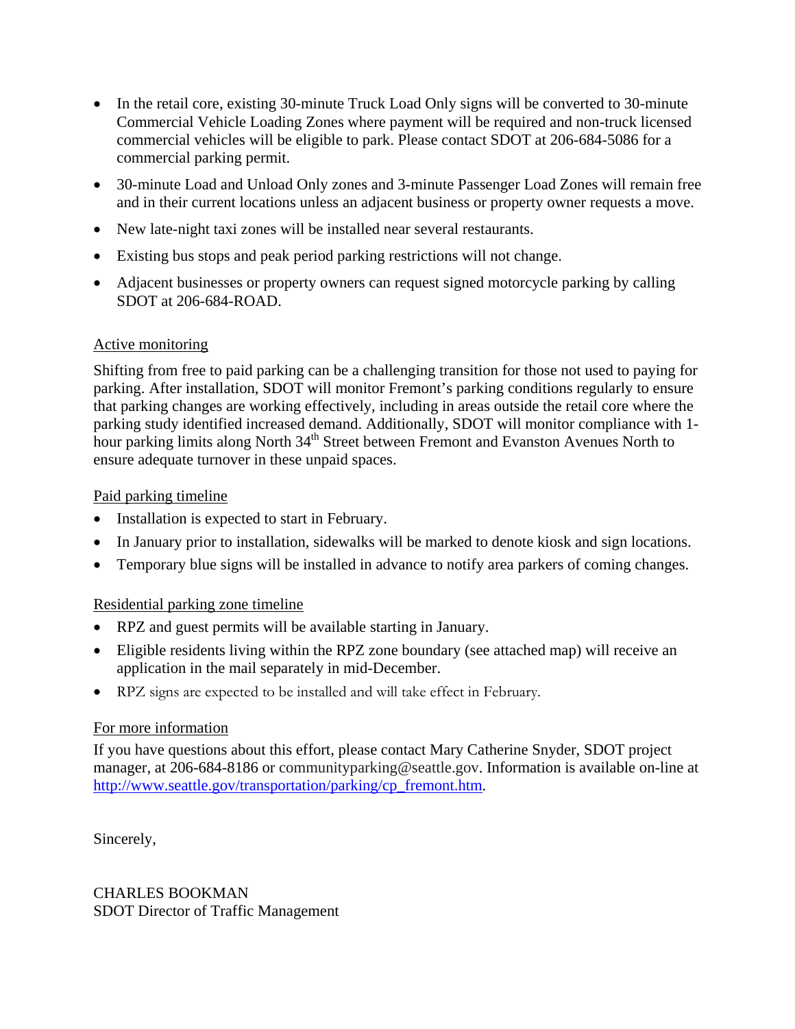- In the retail core, existing 30-minute Truck Load Only signs will be converted to 30-minute Commercial Vehicle Loading Zones where payment will be required and non-truck licensed commercial vehicles will be eligible to park. Please contact SDOT at 206-684-5086 for a commercial parking permit.
- 30-minute Load and Unload Only zones and 3-minute Passenger Load Zones will remain free and in their current locations unless an adjacent business or property owner requests a move.
- New late-night taxi zones will be installed near several restaurants.
- Existing bus stops and peak period parking restrictions will not change.
- Adjacent businesses or property owners can request signed motorcycle parking by calling SDOT at 206-684-ROAD.

Active monitoring

Shifting from free to paid parking can be a challenging transition for those not used to paying for parking. After installation, SDOT will monitor Fremont's parking conditions regularly to ensure that parking changes are working effectively, including in areas outside the retail core where the parking study identified increased demand. Additionally, SDOT will monitor compliance with 1-hour parking limits along North 34th Street between Fremont and Evanston Avenues North to ensure adequate turnover in these unpaid spaces.

Paid parking timeline

- Installation is expected to start in February.
- In January prior to installation, sidewalks will be marked to denote kiosk and sign locations.
- Temporary blue signs will be installed in advance to notify area parkers of coming changes.

Residential parking zone timeline

- RPZ and guest permits will be available starting in January.
- Eligible residents living within the RPZ zone boundary (see attached map) will receive an application in the mail separately in mid-December.
- RPZ signs are expected to be installed and will take effect in February.

For more information

If you have questions about this effort, please contact Mary Catherine Snyder, SDOT project manager, at 206-684-8186 or communityparking@seattle.gov. Information is available on-line at http://www.seattle.gov/transportation/parking/cp_fremont.htm.

Sincerely,

CHARLES BOOKMAN
SDOT Director of Traffic Management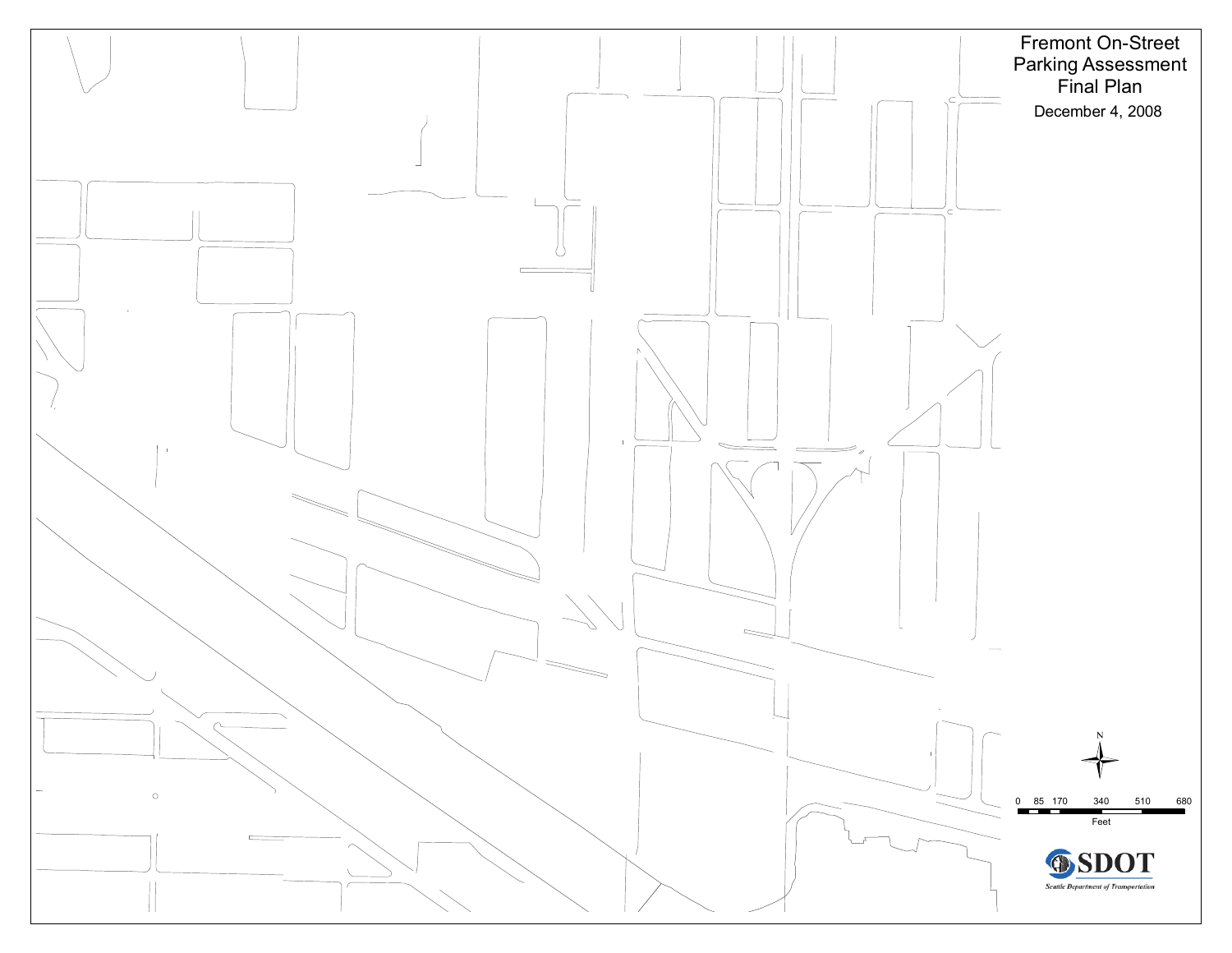# Fremont On-Street Parking Assessment Final Plan

December 4, 2008

N

0 85 170 340 510 680

Feet

SDOT

Seattle Department of Transportation